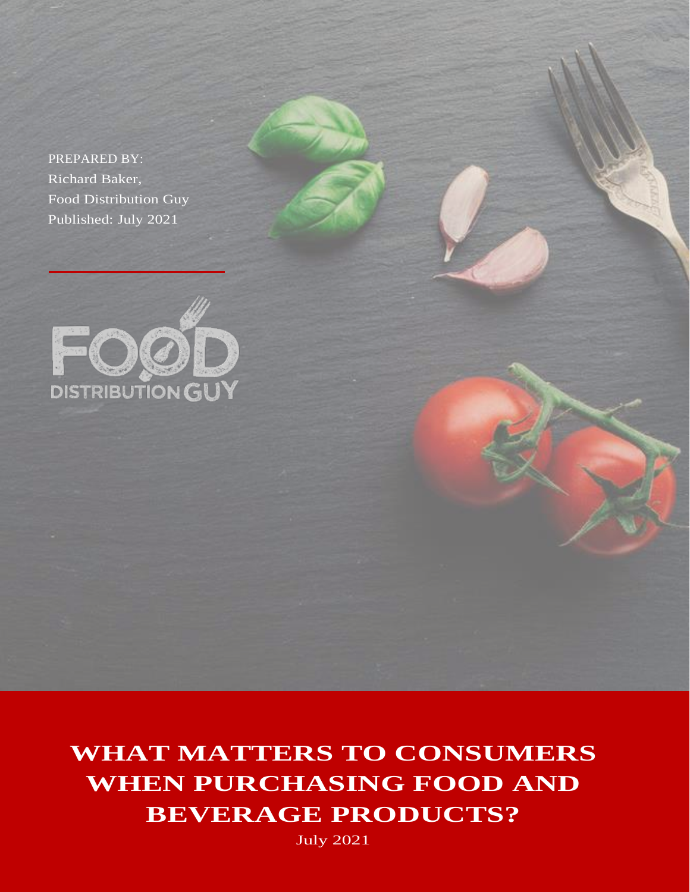PREPARED BY:
Richard Baker,
Food Distribution Guy
Published: July 2021

FOOD DISTRIBUTION GUY

# WHAT MATTERS TO CONSUMERS WHEN PURCHASING FOOD AND BEVERAGE PRODUCTS?

July 2021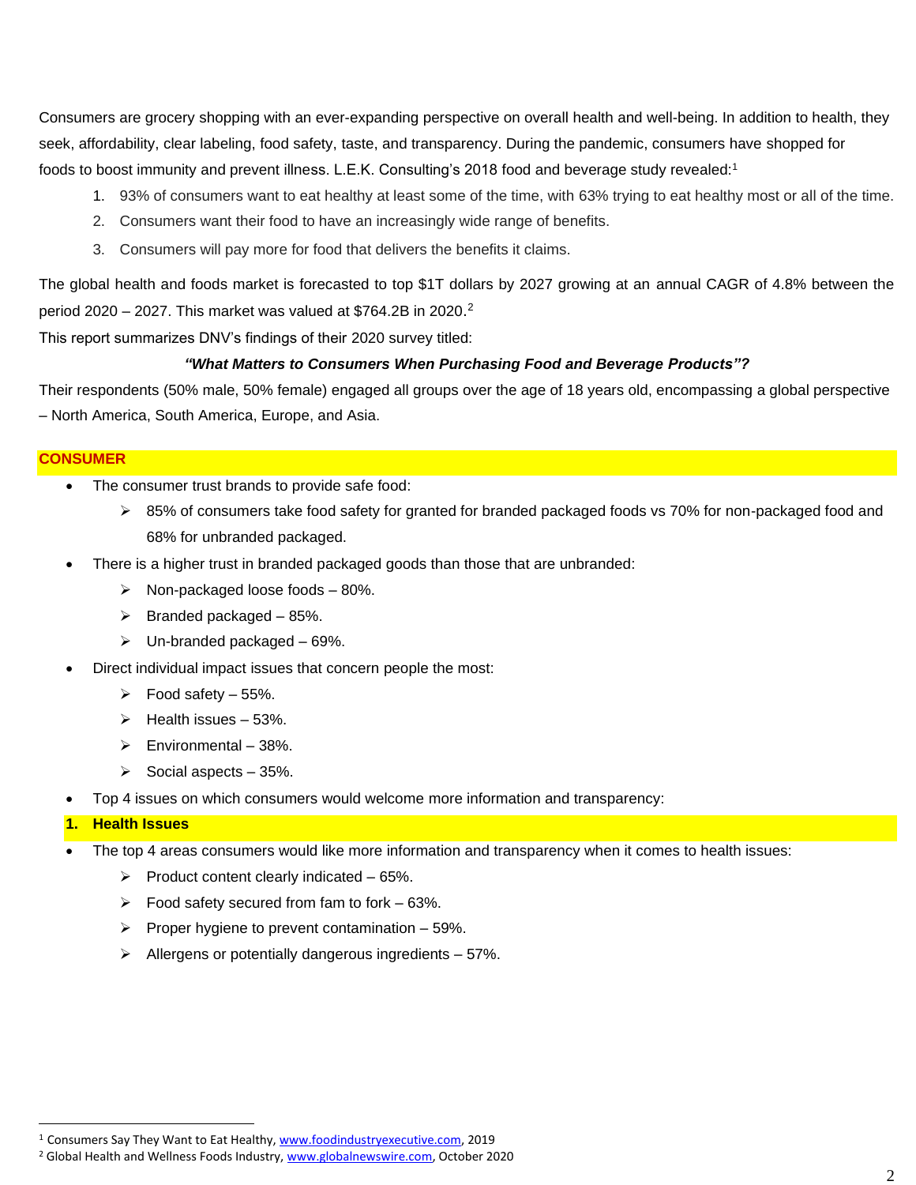Consumers are grocery shopping with an ever-expanding perspective on overall health and well-being. In addition to health, they seek, affordability, clear labeling, food safety, taste, and transparency. During the pandemic, consumers have shopped for foods to boost immunity and prevent illness. L.E.K. Consulting's 2018 food and beverage study revealed:[1]

1. 93% of consumers want to eat healthy at least some of the time, with 63% trying to eat healthy most or all of the time.
2. Consumers want their food to have an increasingly wide range of benefits.
3. Consumers will pay more for food that delivers the benefits it claims.

The global health and foods market is forecasted to top $1T dollars by 2027 growing at an annual CAGR of 4.8% between the period 2020 – 2027. This market was valued at $764.2B in 2020.[2]

This report summarizes DNV's findings of their 2020 survey titled:

***"What Matters to Consumers When Purchasing Food and Beverage Products"?***

Their respondents (50% male, 50% female) engaged all groups over the age of 18 years old, encompassing a global perspective – North America, South America, Europe, and Asia.

## CONSUMER

- The consumer trust brands to provide safe food:
  - 85% of consumers take food safety for granted for branded packaged foods vs 70% for non-packaged food and 68% for unbranded packaged.
- There is a higher trust in branded packaged goods than those that are unbranded:
  - Non-packaged loose foods – 80%.
  - Branded packaged – 85%.
  - Un-branded packaged – 69%.
- Direct individual impact issues that concern people the most:
  - Food safety – 55%.
  - Health issues – 53%.
  - Environmental – 38%.
  - Social aspects – 35%.
- Top 4 issues on which consumers would welcome more information and transparency:

### 1. Health Issues

- The top 4 areas consumers would like more information and transparency when it comes to health issues:
  - Product content clearly indicated – 65%.
  - Food safety secured from fam to fork – 63%.
  - Proper hygiene to prevent contamination – 59%.
  - Allergens or potentially dangerous ingredients – 57%.

---

[1] Consumers Say They Want to Eat Healthy, www.foodindustryexecutive.com, 2019

[2] Global Health and Wellness Foods Industry, www.globalnewswire.com, October 2020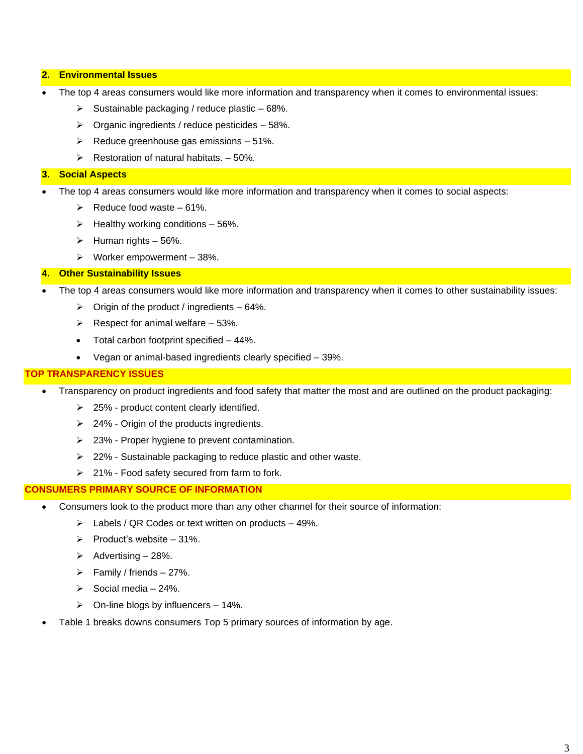## 2. Environmental Issues

- The top 4 areas consumers would like more information and transparency when it comes to environmental issues:
  - Sustainable packaging / reduce plastic – 68%.
  - Organic ingredients / reduce pesticides – 58%.
  - Reduce greenhouse gas emissions – 51%.
  - Restoration of natural habitats. – 50%.

## 3. Social Aspects

- The top 4 areas consumers would like more information and transparency when it comes to social aspects:
  - Reduce food waste – 61%.
  - Healthy working conditions – 56%.
  - Human rights – 56%.
  - Worker empowerment – 38%.

## 4. Other Sustainability Issues

- The top 4 areas consumers would like more information and transparency when it comes to other sustainability issues:
  - Origin of the product / ingredients – 64%.
  - Respect for animal welfare – 53%.
  - Total carbon footprint specified – 44%.
  - Vegan or animal-based ingredients clearly specified – 39%.

## TOP TRANSPARENCY ISSUES

- Transparency on product ingredients and food safety that matter the most and are outlined on the product packaging:
  - 25% - product content clearly identified.
  - 24% - Origin of the products ingredients.
  - 23% - Proper hygiene to prevent contamination.
  - 22% - Sustainable packaging to reduce plastic and other waste.
  - 21% - Food safety secured from farm to fork.

## CONSUMERS PRIMARY SOURCE OF INFORMATION

- Consumers look to the product more than any other channel for their source of information:
  - Labels / QR Codes or text written on products – 49%.
  - Product's website – 31%.
  - Advertising – 28%.
  - Family / friends – 27%.
  - Social media – 24%.
  - On-line blogs by influencers – 14%.
- Table 1 breaks downs consumers Top 5 primary sources of information by age.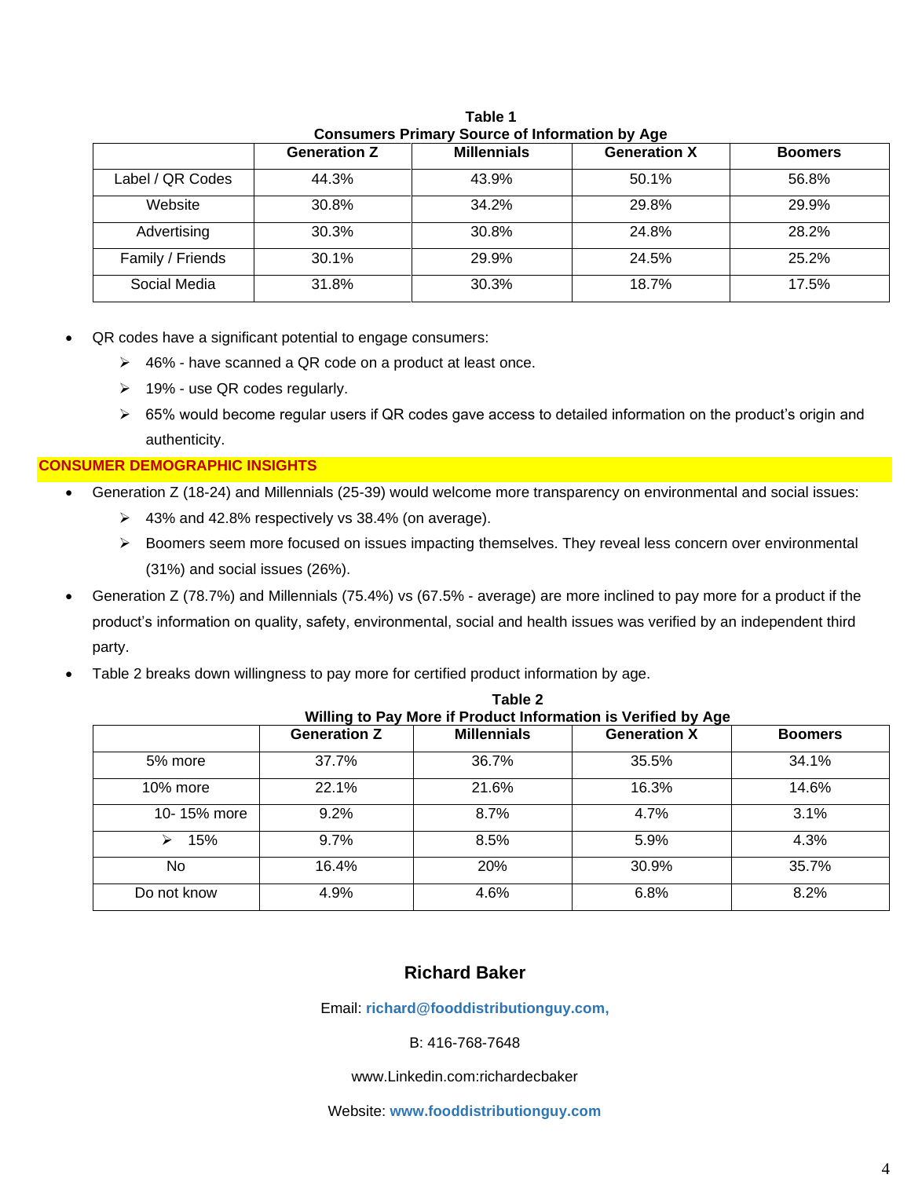**Table 1**
**Consumers Primary Source of Information by Age**

| | Generation Z | Millennials | Generation X | Boomers |
|---|---|---|---|---|
| Label / QR Codes | 44.3% | 43.9% | 50.1% | 56.8% |
| Website | 30.8% | 34.2% | 29.8% | 29.9% |
| Advertising | 30.3% | 30.8% | 24.8% | 28.2% |
| Family / Friends | 30.1% | 29.9% | 24.5% | 25.2% |
| Social Media | 31.8% | 30.3% | 18.7% | 17.5% |

- QR codes have a significant potential to engage consumers:
  - 46% - have scanned a QR code on a product at least once.
  - 19% - use QR codes regularly.
  - 65% would become regular users if QR codes gave access to detailed information on the product's origin and authenticity.

## CONSUMER DEMOGRAPHIC INSIGHTS

- Generation Z (18-24) and Millennials (25-39) would welcome more transparency on environmental and social issues:
  - 43% and 42.8% respectively vs 38.4% (on average).
  - Boomers seem more focused on issues impacting themselves. They reveal less concern over environmental (31%) and social issues (26%).
- Generation Z (78.7%) and Millennials (75.4%) vs (67.5% - average) are more inclined to pay more for a product if the product's information on quality, safety, environmental, social and health issues was verified by an independent third party.
- Table 2 breaks down willingness to pay more for certified product information by age.

**Table 2**
**Willing to Pay More if Product Information is Verified by Age**

| | Generation Z | Millennials | Generation X | Boomers |
|---|---|---|---|---|
| 5% more | 37.7% | 36.7% | 35.5% | 34.1% |
| 10% more | 22.1% | 21.6% | 16.3% | 14.6% |
| 10- 15% more | 9.2% | 8.7% | 4.7% | 3.1% |
| ➢ 15% | 9.7% | 8.5% | 5.9% | 4.3% |
| No | 16.4% | 20% | 30.9% | 35.7% |
| Do not know | 4.9% | 4.6% | 6.8% | 8.2% |

**Richard Baker**

Email: **richard@fooddistributionguy.com,**

B: 416-768-7648

www.Linkedin.com:richardecbaker

Website: **www.fooddistributionguy.com**